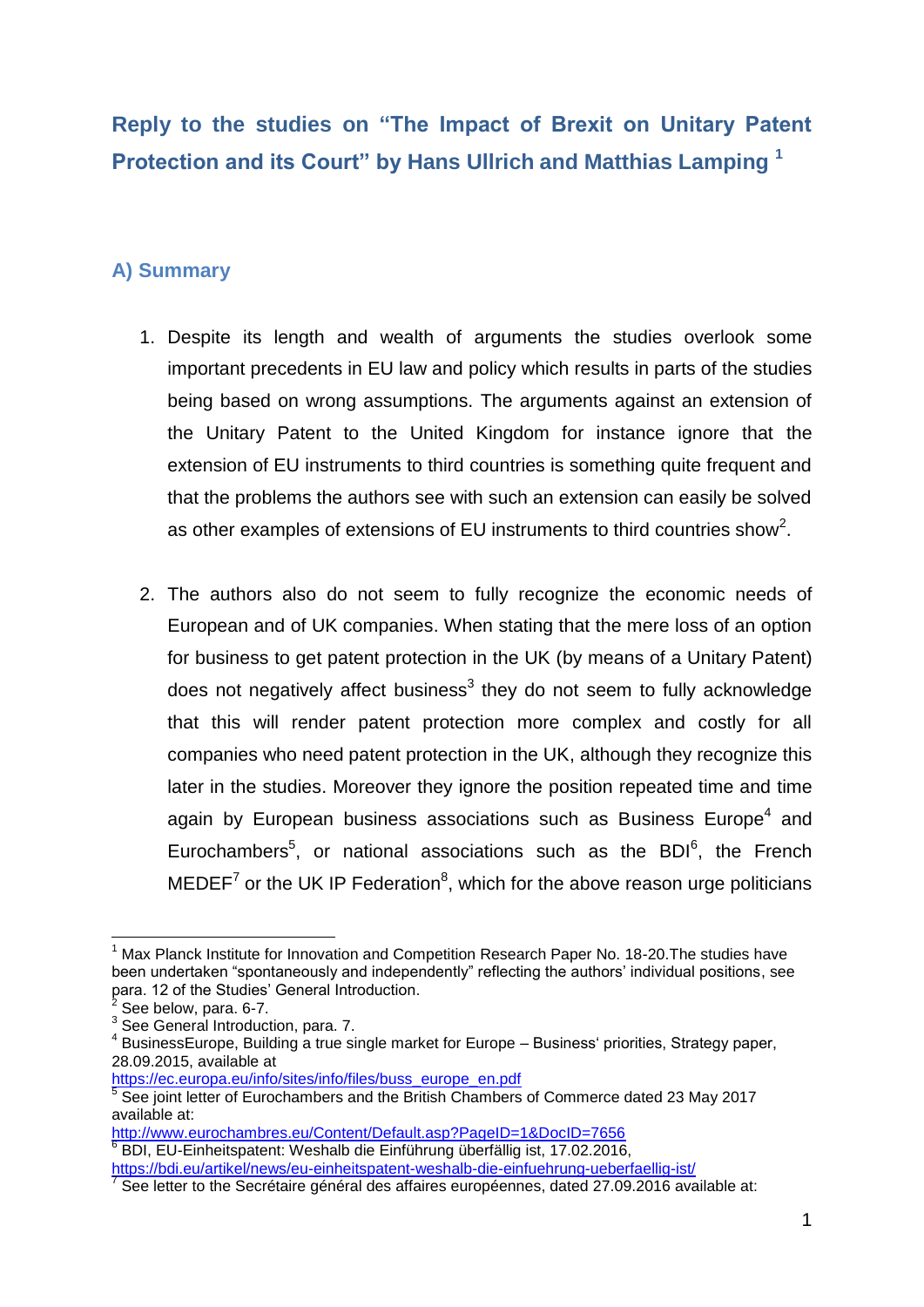# Reply to the studies on "The Impact of Brexit on Unitary Patent Protection and its Court" by Hans Ullrich and Matthias Lamping [1]

## A) Summary

1. Despite its length and wealth of arguments the studies overlook some important precedents in EU law and policy which results in parts of the studies being based on wrong assumptions. The arguments against an extension of the Unitary Patent to the United Kingdom for instance ignore that the extension of EU instruments to third countries is something quite frequent and that the problems the authors see with such an extension can easily be solved as other examples of extensions of EU instruments to third countries show[2].

2. The authors also do not seem to fully recognize the economic needs of European and of UK companies. When stating that the mere loss of an option for business to get patent protection in the UK (by means of a Unitary Patent) does not negatively affect business[3] they do not seem to fully acknowledge that this will render patent protection more complex and costly for all companies who need patent protection in the UK, although they recognize this later in the studies. Moreover they ignore the position repeated time and time again by European business associations such as Business Europe[4] and Eurochambers[5], or national associations such as the BDI[6], the French MEDEF[7] or the UK IP Federation[8], which for the above reason urge politicians

---

[1] Max Planck Institute for Innovation and Competition Research Paper No. 18-20.The studies have been undertaken "spontaneously and independently" reflecting the authors' individual positions, see para. 12 of the Studies' General Introduction.

[2] See below, para. 6-7.

[3] See General Introduction, para. 7.

[4] BusinessEurope, Building a true single market for Europe – Business' priorities, Strategy paper, 28.09.2015, available at https://ec.europa.eu/info/sites/info/files/buss_europe_en.pdf

[5] See joint letter of Eurochambers and the British Chambers of Commerce dated 23 May 2017 available at: http://www.eurochambres.eu/Content/Default.asp?PageID=1&DocID=7656

[6] BDI, EU-Einheitspatent: Weshalb die Einführung überfällig ist, 17.02.2016, https://bdi.eu/artikel/news/eu-einheitspatent-weshalb-die-einfuehrung-ueberfaellig-ist/

[7] See letter to the Secrétaire général des affaires européennes, dated 27.09.2016 available at: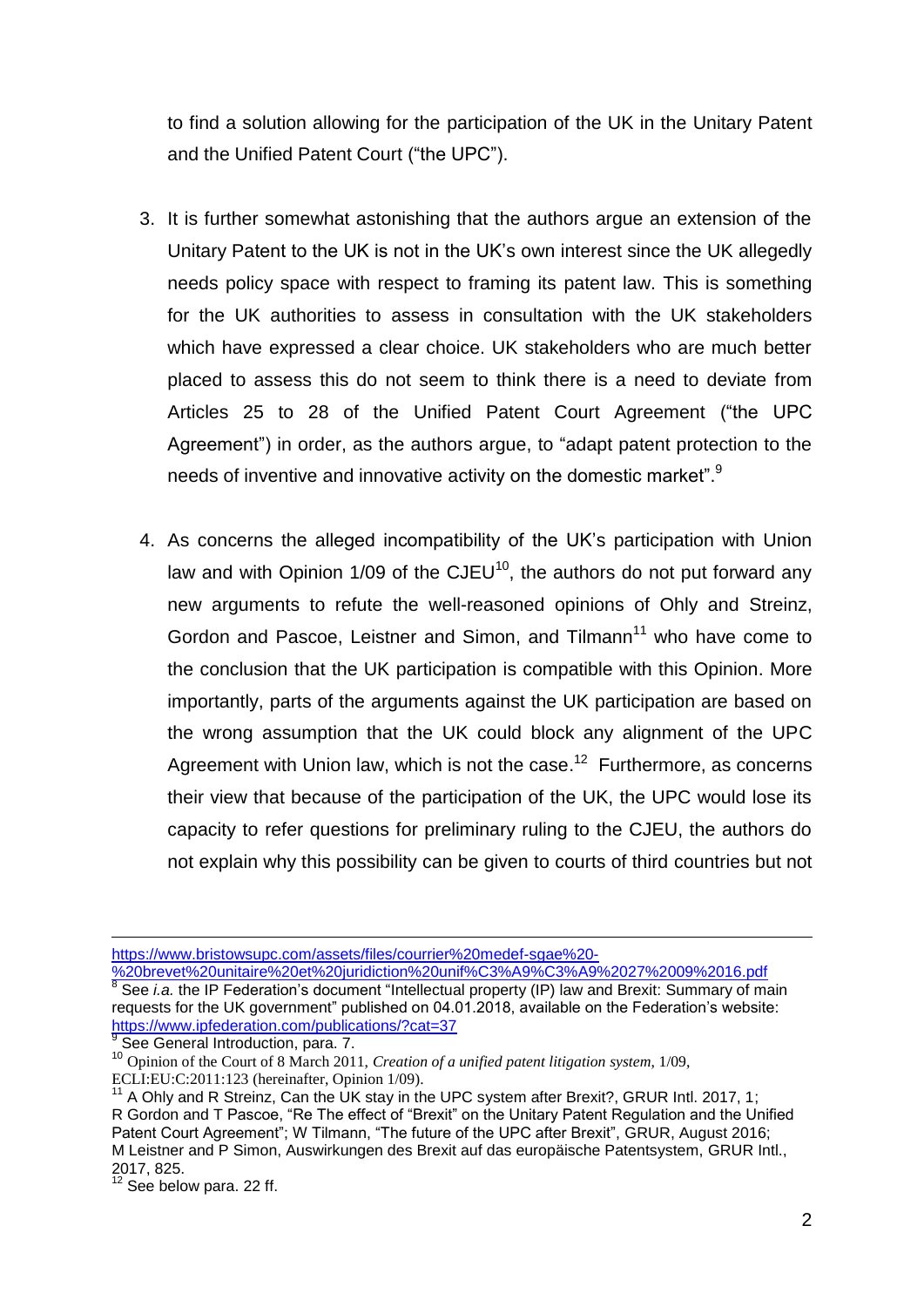to find a solution allowing for the participation of the UK in the Unitary Patent and the Unified Patent Court ("the UPC").

3. It is further somewhat astonishing that the authors argue an extension of the Unitary Patent to the UK is not in the UK's own interest since the UK allegedly needs policy space with respect to framing its patent law. This is something for the UK authorities to assess in consultation with the UK stakeholders which have expressed a clear choice. UK stakeholders who are much better placed to assess this do not seem to think there is a need to deviate from Articles 25 to 28 of the Unified Patent Court Agreement ("the UPC Agreement") in order, as the authors argue, to "adapt patent protection to the needs of inventive and innovative activity on the domestic market".[9]

4. As concerns the alleged incompatibility of the UK's participation with Union law and with Opinion 1/09 of the CJEU[10], the authors do not put forward any new arguments to refute the well-reasoned opinions of Ohly and Streinz, Gordon and Pascoe, Leistner and Simon, and Tilmann[11] who have come to the conclusion that the UK participation is compatible with this Opinion. More importantly, parts of the arguments against the UK participation are based on the wrong assumption that the UK could block any alignment of the UPC Agreement with Union law, which is not the case.[12] Furthermore, as concerns their view that because of the participation of the UK, the UPC would lose its capacity to refer questions for preliminary ruling to the CJEU, the authors do not explain why this possibility can be given to courts of third countries but not

---

https://www.bristowsupc.com/assets/files/courrier%20medef-sgae%20-%20brevet%20unitaire%20et%20juridiction%20unif%C3%A9%C3%A9%2027%2009%2016.pdf

[8] See *i.a.* the IP Federation's document "Intellectual property (IP) law and Brexit: Summary of main requests for the UK government" published on 04.01.2018, available on the Federation's website: https://www.ipfederation.com/publications/?cat=37

[9] See General Introduction, para. 7.

[10] Opinion of the Court of 8 March 2011, *Creation of a unified patent litigation system*, 1/09, ECLI:EU:C:2011:123 (hereinafter, Opinion 1/09).

[11] A Ohly and R Streinz, Can the UK stay in the UPC system after Brexit?, GRUR Intl. 2017, 1; R Gordon and T Pascoe, "Re The effect of "Brexit" on the Unitary Patent Regulation and the Unified Patent Court Agreement"; W Tilmann, "The future of the UPC after Brexit", GRUR, August 2016; M Leistner and P Simon, Auswirkungen des Brexit auf das europäische Patentsystem, GRUR Intl., 2017, 825.

[12] See below para. 22 ff.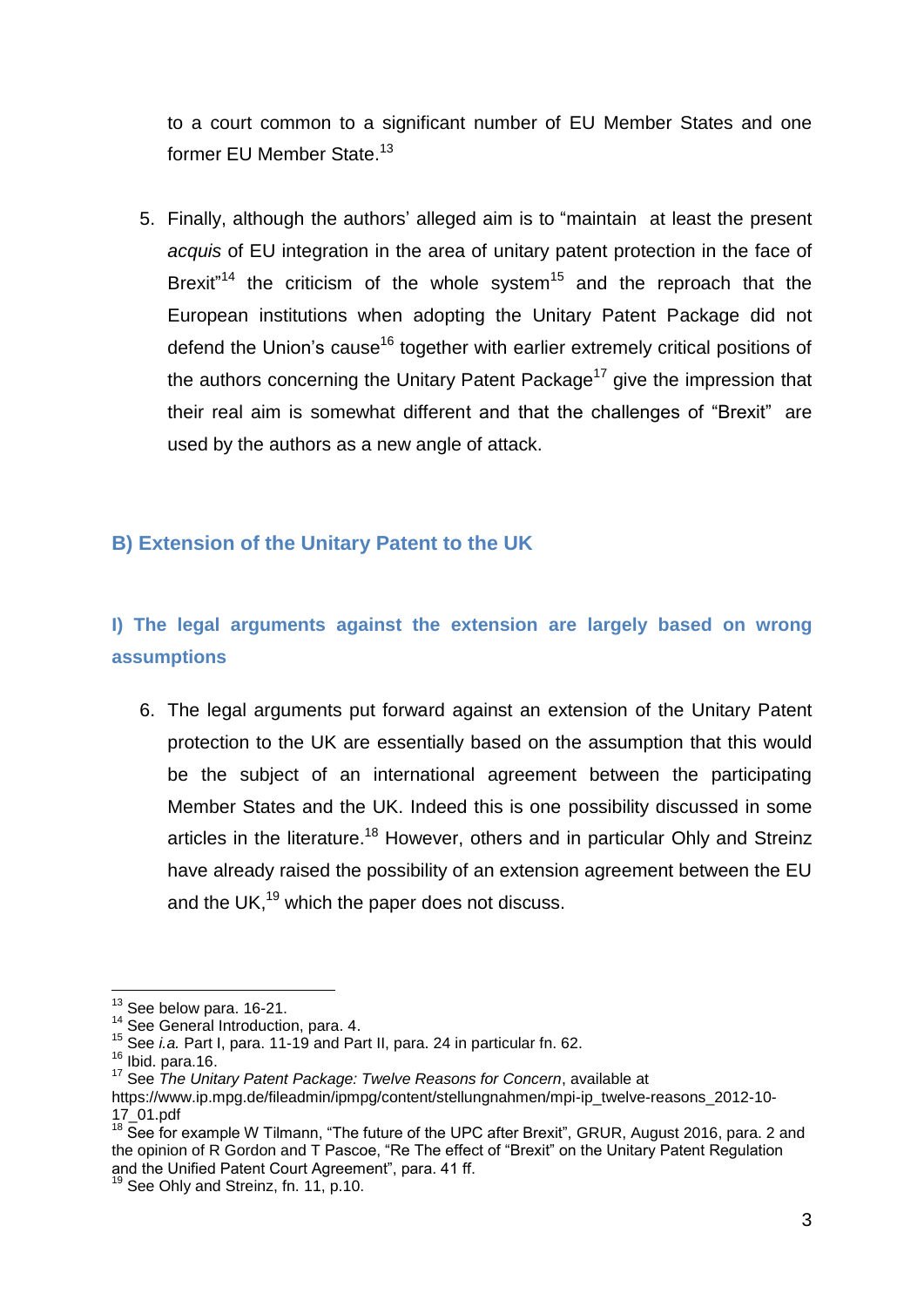to a court common to a significant number of EU Member States and one former EU Member State.[13]

5. Finally, although the authors' alleged aim is to "maintain at least the present *acquis* of EU integration in the area of unitary patent protection in the face of Brexit"[14] the criticism of the whole system[15] and the reproach that the European institutions when adopting the Unitary Patent Package did not defend the Union's cause[16] together with earlier extremely critical positions of the authors concerning the Unitary Patent Package[17] give the impression that their real aim is somewhat different and that the challenges of "Brexit" are used by the authors as a new angle of attack.

## B) Extension of the Unitary Patent to the UK

### I) The legal arguments against the extension are largely based on wrong assumptions

6. The legal arguments put forward against an extension of the Unitary Patent protection to the UK are essentially based on the assumption that this would be the subject of an international agreement between the participating Member States and the UK. Indeed this is one possibility discussed in some articles in the literature.[18] However, others and in particular Ohly and Streinz have already raised the possibility of an extension agreement between the EU and the UK,[19] which the paper does not discuss.

---

[13] See below para. 16-21.

[14] See General Introduction, para. 4.

[15] See *i.a.* Part I, para. 11-19 and Part II, para. 24 in particular fn. 62.

[16] Ibid. para.16.

[17] See *The Unitary Patent Package: Twelve Reasons for Concern*, available at https://www.ip.mpg.de/fileadmin/ipmpg/content/stellungnahmen/mpi-ip_twelve-reasons_2012-10-17_01.pdf

[18] See for example W Tilmann, "The future of the UPC after Brexit", GRUR, August 2016, para. 2 and the opinion of R Gordon and T Pascoe, "Re The effect of "Brexit" on the Unitary Patent Regulation and the Unified Patent Court Agreement", para. 41 ff.

[19] See Ohly and Streinz, fn. 11, p.10.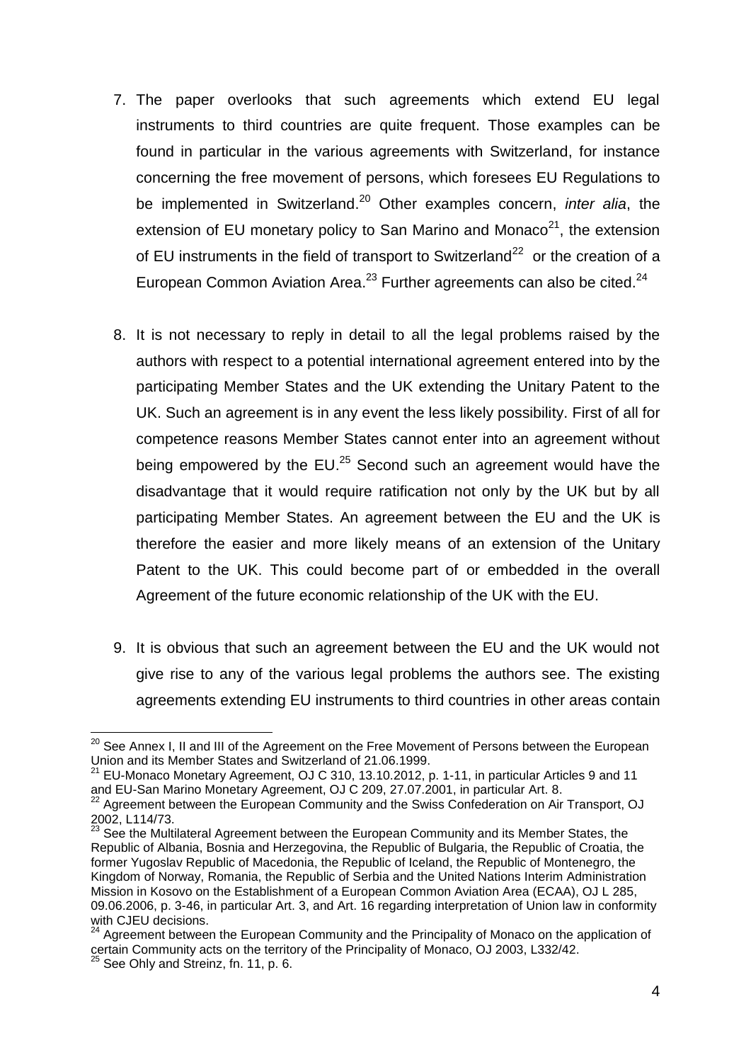7. The paper overlooks that such agreements which extend EU legal instruments to third countries are quite frequent. Those examples can be found in particular in the various agreements with Switzerland, for instance concerning the free movement of persons, which foresees EU Regulations to be implemented in Switzerland.[20] Other examples concern, *inter alia*, the extension of EU monetary policy to San Marino and Monaco[21], the extension of EU instruments in the field of transport to Switzerland[22] or the creation of a European Common Aviation Area.[23] Further agreements can also be cited.[24]

8. It is not necessary to reply in detail to all the legal problems raised by the authors with respect to a potential international agreement entered into by the participating Member States and the UK extending the Unitary Patent to the UK. Such an agreement is in any event the less likely possibility. First of all for competence reasons Member States cannot enter into an agreement without being empowered by the EU.[25] Second such an agreement would have the disadvantage that it would require ratification not only by the UK but by all participating Member States. An agreement between the EU and the UK is therefore the easier and more likely means of an extension of the Unitary Patent to the UK. This could become part of or embedded in the overall Agreement of the future economic relationship of the UK with the EU.

9. It is obvious that such an agreement between the EU and the UK would not give rise to any of the various legal problems the authors see. The existing agreements extending EU instruments to third countries in other areas contain

---

[20] See Annex I, II and III of the Agreement on the Free Movement of Persons between the European Union and its Member States and Switzerland of 21.06.1999.

[21] EU-Monaco Monetary Agreement, OJ C 310, 13.10.2012, p. 1-11, in particular Articles 9 and 11 and EU-San Marino Monetary Agreement, OJ C 209, 27.07.2001, in particular Art. 8.

[22] Agreement between the European Community and the Swiss Confederation on Air Transport, OJ 2002, L114/73.

[23] See the Multilateral Agreement between the European Community and its Member States, the Republic of Albania, Bosnia and Herzegovina, the Republic of Bulgaria, the Republic of Croatia, the former Yugoslav Republic of Macedonia, the Republic of Iceland, the Republic of Montenegro, the Kingdom of Norway, Romania, the Republic of Serbia and the United Nations Interim Administration Mission in Kosovo on the Establishment of a European Common Aviation Area (ECAA), OJ L 285, 09.06.2006, p. 3-46, in particular Art. 3, and Art. 16 regarding interpretation of Union law in conformity with CJEU decisions.

[24] Agreement between the European Community and the Principality of Monaco on the application of certain Community acts on the territory of the Principality of Monaco, OJ 2003, L332/42.

[25] See Ohly and Streinz, fn. 11, p. 6.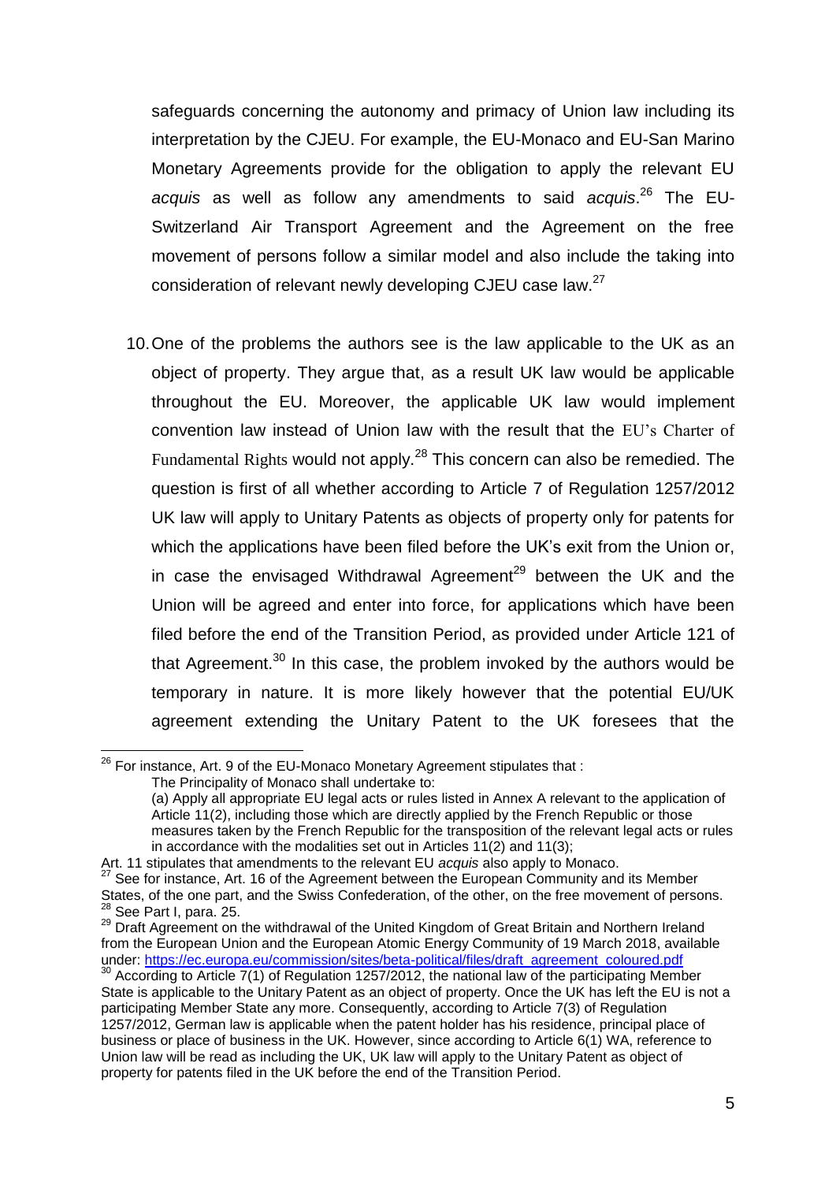safeguards concerning the autonomy and primacy of Union law including its interpretation by the CJEU. For example, the EU-Monaco and EU-San Marino Monetary Agreements provide for the obligation to apply the relevant EU *acquis* as well as follow any amendments to said *acquis*.[26] The EU-Switzerland Air Transport Agreement and the Agreement on the free movement of persons follow a similar model and also include the taking into consideration of relevant newly developing CJEU case law.[27]

10. One of the problems the authors see is the law applicable to the UK as an object of property. They argue that, as a result UK law would be applicable throughout the EU. Moreover, the applicable UK law would implement convention law instead of Union law with the result that the EU's Charter of Fundamental Rights would not apply.[28] This concern can also be remedied. The question is first of all whether according to Article 7 of Regulation 1257/2012 UK law will apply to Unitary Patents as objects of property only for patents for which the applications have been filed before the UK's exit from the Union or, in case the envisaged Withdrawal Agreement[29] between the UK and the Union will be agreed and enter into force, for applications which have been filed before the end of the Transition Period, as provided under Article 121 of that Agreement.[30] In this case, the problem invoked by the authors would be temporary in nature. It is more likely however that the potential EU/UK agreement extending the Unitary Patent to the UK foresees that the

---

[26] For instance, Art. 9 of the EU-Monaco Monetary Agreement stipulates that :

The Principality of Monaco shall undertake to:

(a) Apply all appropriate EU legal acts or rules listed in Annex A relevant to the application of Article 11(2), including those which are directly applied by the French Republic or those measures taken by the French Republic for the transposition of the relevant legal acts or rules in accordance with the modalities set out in Articles 11(2) and 11(3);

Art. 11 stipulates that amendments to the relevant EU *acquis* also apply to Monaco.

[27] See for instance, Art. 16 of the Agreement between the European Community and its Member States, of the one part, and the Swiss Confederation, of the other, on the free movement of persons.

[28] See Part I, para. 25.

[29] Draft Agreement on the withdrawal of the United Kingdom of Great Britain and Northern Ireland from the European Union and the European Atomic Energy Community of 19 March 2018, available under: https://ec.europa.eu/commission/sites/beta-political/files/draft_agreement_coloured.pdf

[30] According to Article 7(1) of Regulation 1257/2012, the national law of the participating Member State is applicable to the Unitary Patent as an object of property. Once the UK has left the EU is not a participating Member State any more. Consequently, according to Article 7(3) of Regulation 1257/2012, German law is applicable when the patent holder has his residence, principal place of business or place of business in the UK. However, since according to Article 6(1) WA, reference to Union law will be read as including the UK, UK law will apply to the Unitary Patent as object of property for patents filed in the UK before the end of the Transition Period.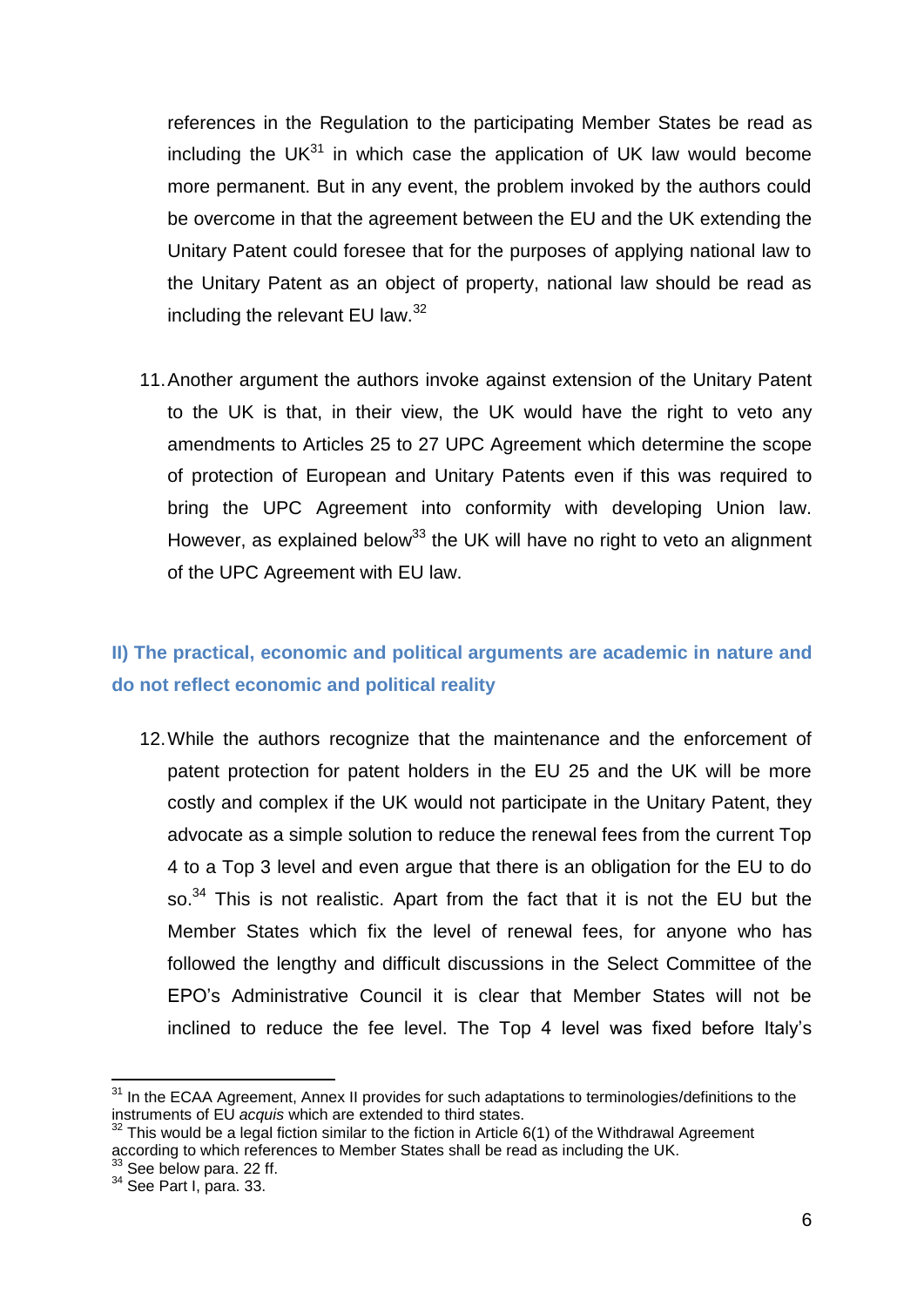references in the Regulation to the participating Member States be read as including the UK[31] in which case the application of UK law would become more permanent. But in any event, the problem invoked by the authors could be overcome in that the agreement between the EU and the UK extending the Unitary Patent could foresee that for the purposes of applying national law to the Unitary Patent as an object of property, national law should be read as including the relevant EU law.[32]

11. Another argument the authors invoke against extension of the Unitary Patent to the UK is that, in their view, the UK would have the right to veto any amendments to Articles 25 to 27 UPC Agreement which determine the scope of protection of European and Unitary Patents even if this was required to bring the UPC Agreement into conformity with developing Union law. However, as explained below[33] the UK will have no right to veto an alignment of the UPC Agreement with EU law.

## II) The practical, economic and political arguments are academic in nature and do not reflect economic and political reality

12. While the authors recognize that the maintenance and the enforcement of patent protection for patent holders in the EU 25 and the UK will be more costly and complex if the UK would not participate in the Unitary Patent, they advocate as a simple solution to reduce the renewal fees from the current Top 4 to a Top 3 level and even argue that there is an obligation for the EU to do so.[34] This is not realistic. Apart from the fact that it is not the EU but the Member States which fix the level of renewal fees, for anyone who has followed the lengthy and difficult discussions in the Select Committee of the EPO's Administrative Council it is clear that Member States will not be inclined to reduce the fee level. The Top 4 level was fixed before Italy's

---

[31] In the ECAA Agreement, Annex II provides for such adaptations to terminologies/definitions to the instruments of EU *acquis* which are extended to third states.

[32] This would be a legal fiction similar to the fiction in Article 6(1) of the Withdrawal Agreement according to which references to Member States shall be read as including the UK.

[33] See below para. 22 ff.

[34] See Part I, para. 33.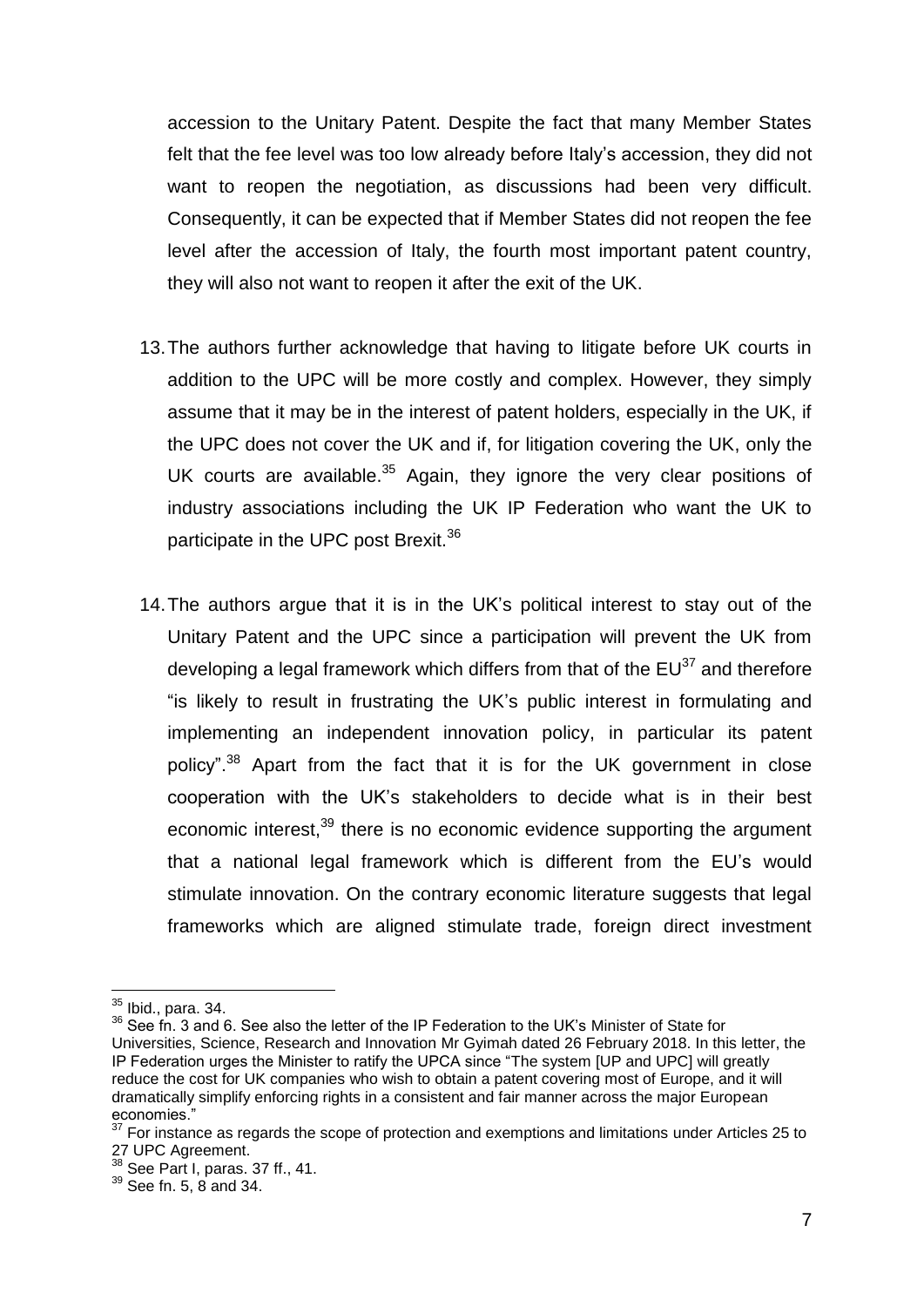accession to the Unitary Patent. Despite the fact that many Member States felt that the fee level was too low already before Italy's accession, they did not want to reopen the negotiation, as discussions had been very difficult. Consequently, it can be expected that if Member States did not reopen the fee level after the accession of Italy, the fourth most important patent country, they will also not want to reopen it after the exit of the UK.

13. The authors further acknowledge that having to litigate before UK courts in addition to the UPC will be more costly and complex. However, they simply assume that it may be in the interest of patent holders, especially in the UK, if the UPC does not cover the UK and if, for litigation covering the UK, only the UK courts are available.[35] Again, they ignore the very clear positions of industry associations including the UK IP Federation who want the UK to participate in the UPC post Brexit.[36]

14. The authors argue that it is in the UK's political interest to stay out of the Unitary Patent and the UPC since a participation will prevent the UK from developing a legal framework which differs from that of the EU[37] and therefore "is likely to result in frustrating the UK's public interest in formulating and implementing an independent innovation policy, in particular its patent policy".[38] Apart from the fact that it is for the UK government in close cooperation with the UK's stakeholders to decide what is in their best economic interest,[39] there is no economic evidence supporting the argument that a national legal framework which is different from the EU's would stimulate innovation. On the contrary economic literature suggests that legal frameworks which are aligned stimulate trade, foreign direct investment

---

[35] Ibid., para. 34.

[36] See fn. 3 and 6. See also the letter of the IP Federation to the UK's Minister of State for Universities, Science, Research and Innovation Mr Gyimah dated 26 February 2018. In this letter, the IP Federation urges the Minister to ratify the UPCA since "The system [UP and UPC] will greatly reduce the cost for UK companies who wish to obtain a patent covering most of Europe, and it will dramatically simplify enforcing rights in a consistent and fair manner across the major European economies."

[37] For instance as regards the scope of protection and exemptions and limitations under Articles 25 to 27 UPC Agreement.

[38] See Part I, paras. 37 ff., 41.

[39] See fn. 5, 8 and 34.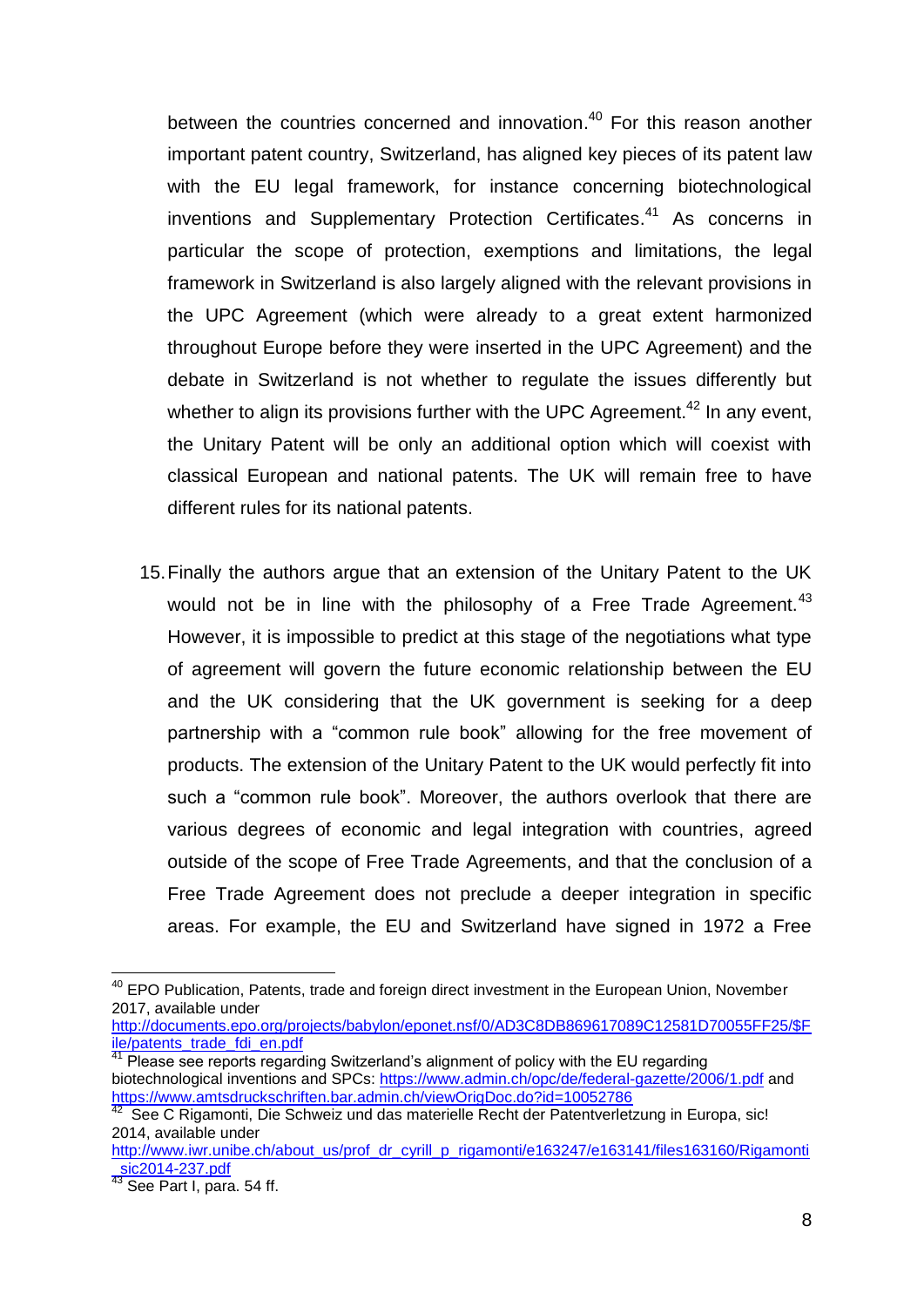between the countries concerned and innovation.[40] For this reason another important patent country, Switzerland, has aligned key pieces of its patent law with the EU legal framework, for instance concerning biotechnological inventions and Supplementary Protection Certificates.[41] As concerns in particular the scope of protection, exemptions and limitations, the legal framework in Switzerland is also largely aligned with the relevant provisions in the UPC Agreement (which were already to a great extent harmonized throughout Europe before they were inserted in the UPC Agreement) and the debate in Switzerland is not whether to regulate the issues differently but whether to align its provisions further with the UPC Agreement.[42] In any event, the Unitary Patent will be only an additional option which will coexist with classical European and national patents. The UK will remain free to have different rules for its national patents.

15. Finally the authors argue that an extension of the Unitary Patent to the UK would not be in line with the philosophy of a Free Trade Agreement.[43] However, it is impossible to predict at this stage of the negotiations what type of agreement will govern the future economic relationship between the EU and the UK considering that the UK government is seeking for a deep partnership with a "common rule book" allowing for the free movement of products. The extension of the Unitary Patent to the UK would perfectly fit into such a "common rule book". Moreover, the authors overlook that there are various degrees of economic and legal integration with countries, agreed outside of the scope of Free Trade Agreements, and that the conclusion of a Free Trade Agreement does not preclude a deeper integration in specific areas. For example, the EU and Switzerland have signed in 1972 a Free

---

[40] EPO Publication, Patents, trade and foreign direct investment in the European Union, November 2017, available under http://documents.epo.org/projects/babylon/eponet.nsf/0/AD3C8DB869617089C12581D70055FF25/$File/patents_trade_fdi_en.pdf

[41] Please see reports regarding Switzerland's alignment of policy with the EU regarding biotechnological inventions and SPCs: https://www.admin.ch/opc/de/federal-gazette/2006/1.pdf and https://www.amtsdruckschriften.bar.admin.ch/viewOrigDoc.do?id=10052786

[42] See C Rigamonti, Die Schweiz und das materielle Recht der Patentverletzung in Europa, sic! 2014, available under http://www.iwr.unibe.ch/about_us/prof_dr_cyrill_p_rigamonti/e163247/e163141/files163160/Rigamonti_sic2014-237.pdf

[43] See Part I, para. 54 ff.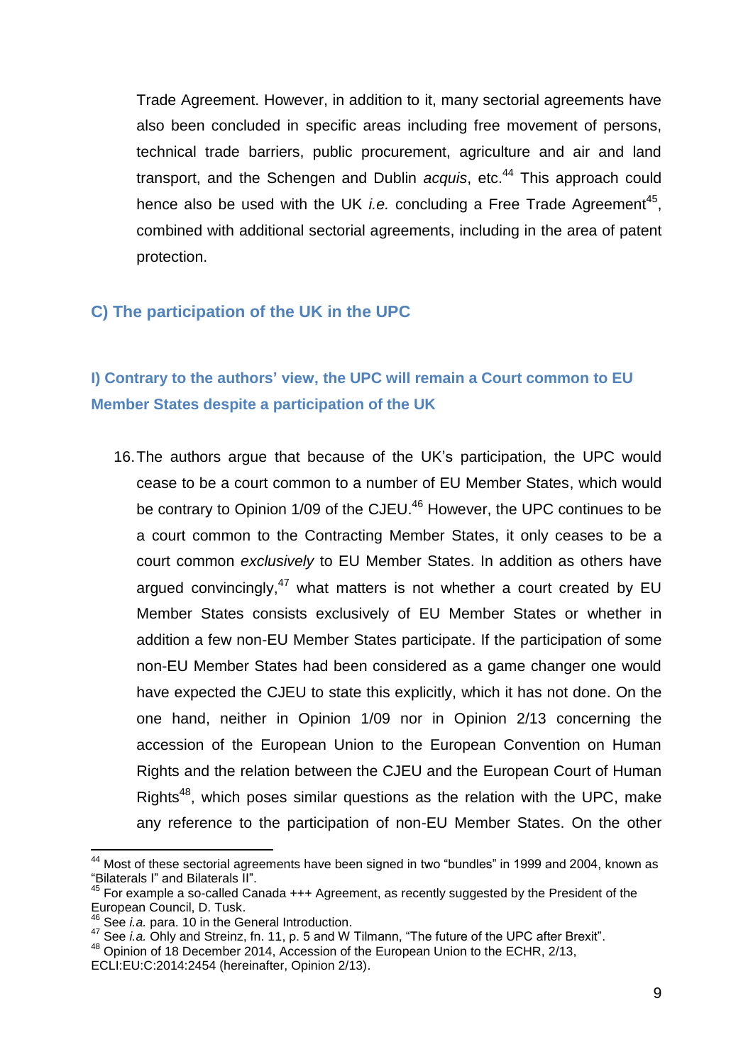Trade Agreement. However, in addition to it, many sectorial agreements have also been concluded in specific areas including free movement of persons, technical trade barriers, public procurement, agriculture and air and land transport, and the Schengen and Dublin *acquis*, etc.[44] This approach could hence also be used with the UK *i.e.* concluding a Free Trade Agreement[45], combined with additional sectorial agreements, including in the area of patent protection.

## C) The participation of the UK in the UPC

### I) Contrary to the authors' view, the UPC will remain a Court common to EU Member States despite a participation of the UK

16. The authors argue that because of the UK's participation, the UPC would cease to be a court common to a number of EU Member States, which would be contrary to Opinion 1/09 of the CJEU.[46] However, the UPC continues to be a court common to the Contracting Member States, it only ceases to be a court common *exclusively* to EU Member States. In addition as others have argued convincingly,[47] what matters is not whether a court created by EU Member States consists exclusively of EU Member States or whether in addition a few non-EU Member States participate. If the participation of some non-EU Member States had been considered as a game changer one would have expected the CJEU to state this explicitly, which it has not done. On the one hand, neither in Opinion 1/09 nor in Opinion 2/13 concerning the accession of the European Union to the European Convention on Human Rights and the relation between the CJEU and the European Court of Human Rights[48], which poses similar questions as the relation with the UPC, make any reference to the participation of non-EU Member States. On the other

---

[44] Most of these sectorial agreements have been signed in two "bundles" in 1999 and 2004, known as "Bilaterals I" and Bilaterals II".

[45] For example a so-called Canada +++ Agreement, as recently suggested by the President of the European Council, D. Tusk.

[46] See *i.a.* para. 10 in the General Introduction.

[47] See *i.a.* Ohly and Streinz, fn. 11, p. 5 and W Tilmann, "The future of the UPC after Brexit".

[48] Opinion of 18 December 2014, Accession of the European Union to the ECHR, 2/13, ECLI:EU:C:2014:2454 (hereinafter, Opinion 2/13).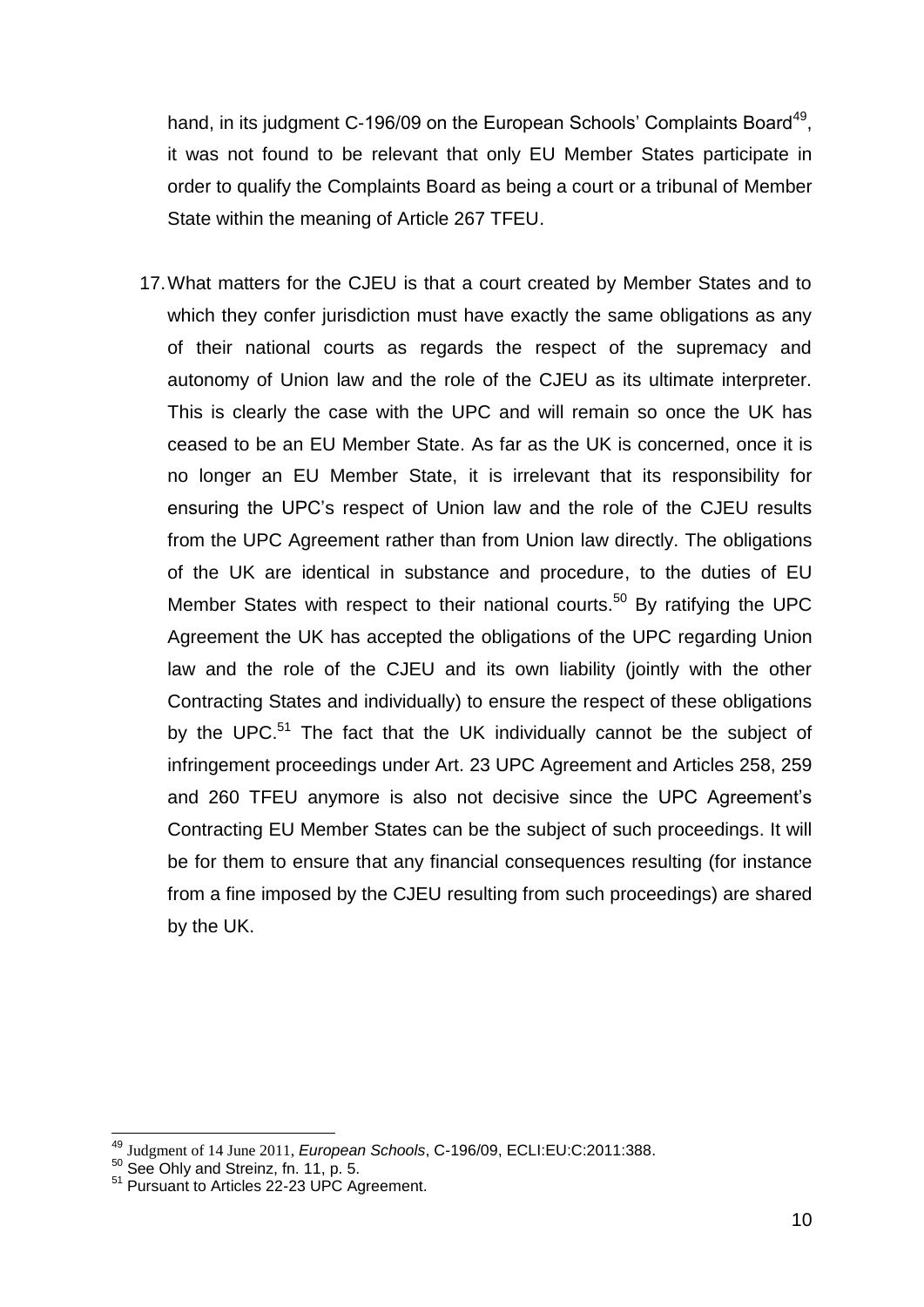hand, in its judgment C-196/09 on the European Schools' Complaints Board[49], it was not found to be relevant that only EU Member States participate in order to qualify the Complaints Board as being a court or a tribunal of Member State within the meaning of Article 267 TFEU.

17. What matters for the CJEU is that a court created by Member States and to which they confer jurisdiction must have exactly the same obligations as any of their national courts as regards the respect of the supremacy and autonomy of Union law and the role of the CJEU as its ultimate interpreter. This is clearly the case with the UPC and will remain so once the UK has ceased to be an EU Member State. As far as the UK is concerned, once it is no longer an EU Member State, it is irrelevant that its responsibility for ensuring the UPC's respect of Union law and the role of the CJEU results from the UPC Agreement rather than from Union law directly. The obligations of the UK are identical in substance and procedure, to the duties of EU Member States with respect to their national courts.[50] By ratifying the UPC Agreement the UK has accepted the obligations of the UPC regarding Union law and the role of the CJEU and its own liability (jointly with the other Contracting States and individually) to ensure the respect of these obligations by the UPC.[51] The fact that the UK individually cannot be the subject of infringement proceedings under Art. 23 UPC Agreement and Articles 258, 259 and 260 TFEU anymore is also not decisive since the UPC Agreement's Contracting EU Member States can be the subject of such proceedings. It will be for them to ensure that any financial consequences resulting (for instance from a fine imposed by the CJEU resulting from such proceedings) are shared by the UK.

---

[49] Judgment of 14 June 2011, *European Schools*, C-196/09, ECLI:EU:C:2011:388.

[50] See Ohly and Streinz, fn. 11, p. 5.

[51] Pursuant to Articles 22-23 UPC Agreement.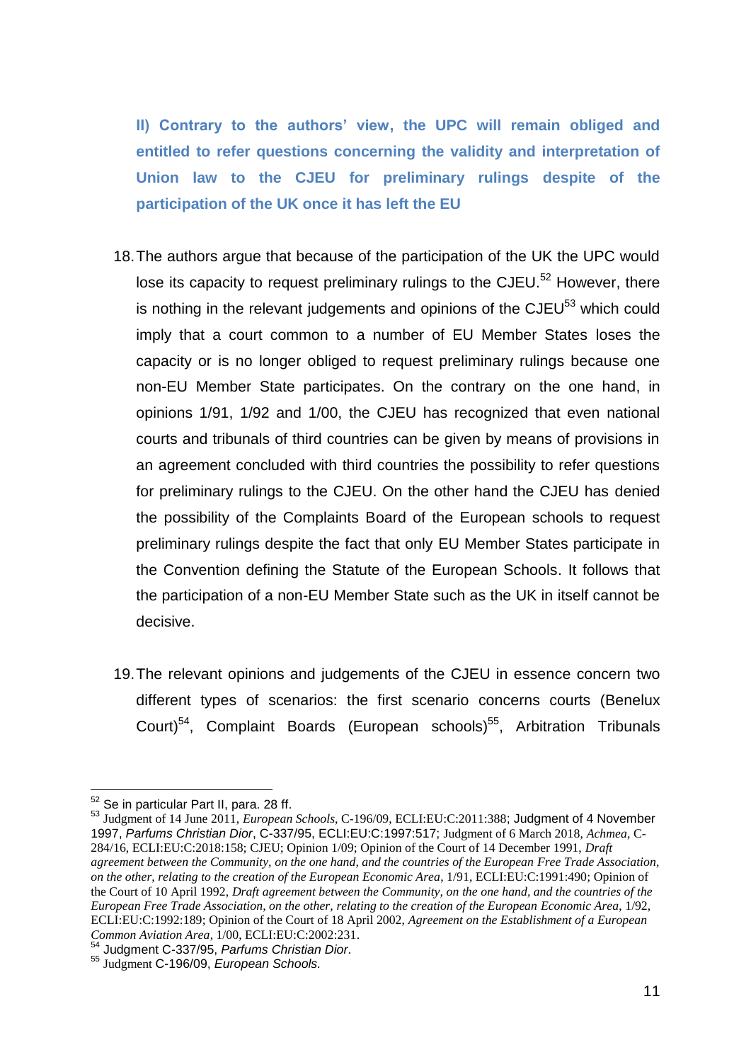### II) Contrary to the authors' view, the UPC will remain obliged and entitled to refer questions concerning the validity and interpretation of Union law to the CJEU for preliminary rulings despite of the participation of the UK once it has left the EU

18. The authors argue that because of the participation of the UK the UPC would lose its capacity to request preliminary rulings to the CJEU.[52] However, there is nothing in the relevant judgements and opinions of the CJEU[53] which could imply that a court common to a number of EU Member States loses the capacity or is no longer obliged to request preliminary rulings because one non-EU Member State participates. On the contrary on the one hand, in opinions 1/91, 1/92 and 1/00, the CJEU has recognized that even national courts and tribunals of third countries can be given by means of provisions in an agreement concluded with third countries the possibility to refer questions for preliminary rulings to the CJEU. On the other hand the CJEU has denied the possibility of the Complaints Board of the European schools to request preliminary rulings despite the fact that only EU Member States participate in the Convention defining the Statute of the European Schools. It follows that the participation of a non-EU Member State such as the UK in itself cannot be decisive.

19. The relevant opinions and judgements of the CJEU in essence concern two different types of scenarios: the first scenario concerns courts (Benelux Court)[54], Complaint Boards (European schools)[55], Arbitration Tribunals

---

[52] Se in particular Part II, para. 28 ff.

[53] Judgment of 14 June 2011, *European Schools*, C-196/09, ECLI:EU:C:2011:388; Judgment of 4 November 1997, *Parfums Christian Dior*, C-337/95, ECLI:EU:C:1997:517; Judgment of 6 March 2018, *Achmea*, C-284/16, ECLI:EU:C:2018:158; CJEU; Opinion 1/09; Opinion of the Court of 14 December 1991, *Draft agreement between the Community, on the one hand, and the countries of the European Free Trade Association, on the other, relating to the creation of the European Economic Area*, 1/91, ECLI:EU:C:1991:490; Opinion of the Court of 10 April 1992, *Draft agreement between the Community, on the one hand, and the countries of the European Free Trade Association, on the other, relating to the creation of the European Economic Area*, 1/92, ECLI:EU:C:1992:189; Opinion of the Court of 18 April 2002, *Agreement on the Establishment of a European Common Aviation Area*, 1/00, ECLI:EU:C:2002:231.

[54] Judgment C-337/95, *Parfums Christian Dior*.

[55] Judgment C-196/09, *European Schools.*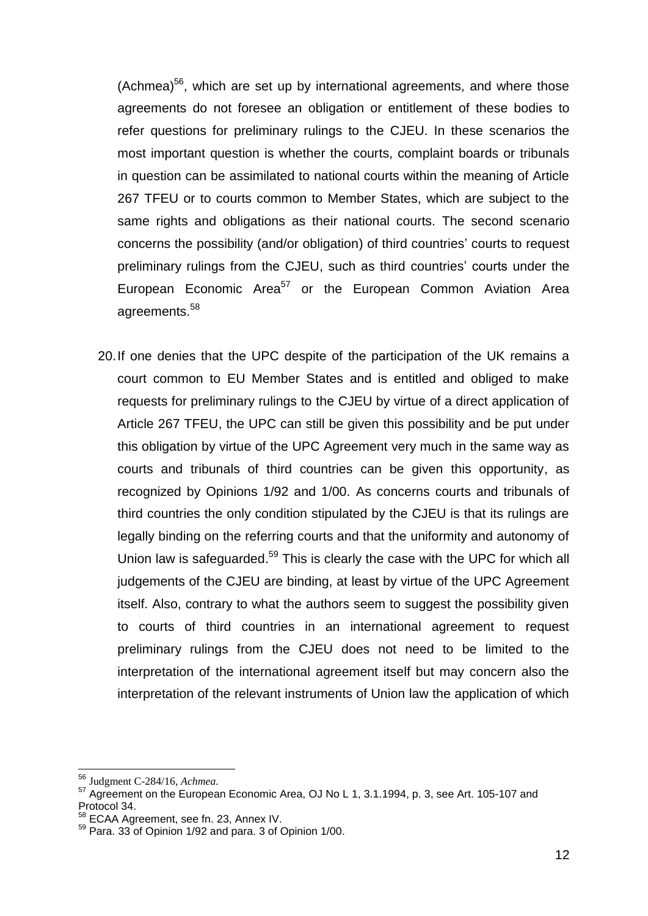(Achmea)[56], which are set up by international agreements, and where those agreements do not foresee an obligation or entitlement of these bodies to refer questions for preliminary rulings to the CJEU. In these scenarios the most important question is whether the courts, complaint boards or tribunals in question can be assimilated to national courts within the meaning of Article 267 TFEU or to courts common to Member States, which are subject to the same rights and obligations as their national courts. The second scenario concerns the possibility (and/or obligation) of third countries' courts to request preliminary rulings from the CJEU, such as third countries' courts under the European Economic Area[57] or the European Common Aviation Area agreements.[58]

20. If one denies that the UPC despite of the participation of the UK remains a court common to EU Member States and is entitled and obliged to make requests for preliminary rulings to the CJEU by virtue of a direct application of Article 267 TFEU, the UPC can still be given this possibility and be put under this obligation by virtue of the UPC Agreement very much in the same way as courts and tribunals of third countries can be given this opportunity, as recognized by Opinions 1/92 and 1/00. As concerns courts and tribunals of third countries the only condition stipulated by the CJEU is that its rulings are legally binding on the referring courts and that the uniformity and autonomy of Union law is safeguarded.[59] This is clearly the case with the UPC for which all judgements of the CJEU are binding, at least by virtue of the UPC Agreement itself. Also, contrary to what the authors seem to suggest the possibility given to courts of third countries in an international agreement to request preliminary rulings from the CJEU does not need to be limited to the interpretation of the international agreement itself but may concern also the interpretation of the relevant instruments of Union law the application of which

---

[56] Judgment C-284/16, *Achmea.*

[57] Agreement on the European Economic Area, OJ No L 1, 3.1.1994, p. 3, see Art. 105-107 and Protocol 34.

[58] ECAA Agreement, see fn. 23, Annex IV.

[59] Para. 33 of Opinion 1/92 and para. 3 of Opinion 1/00.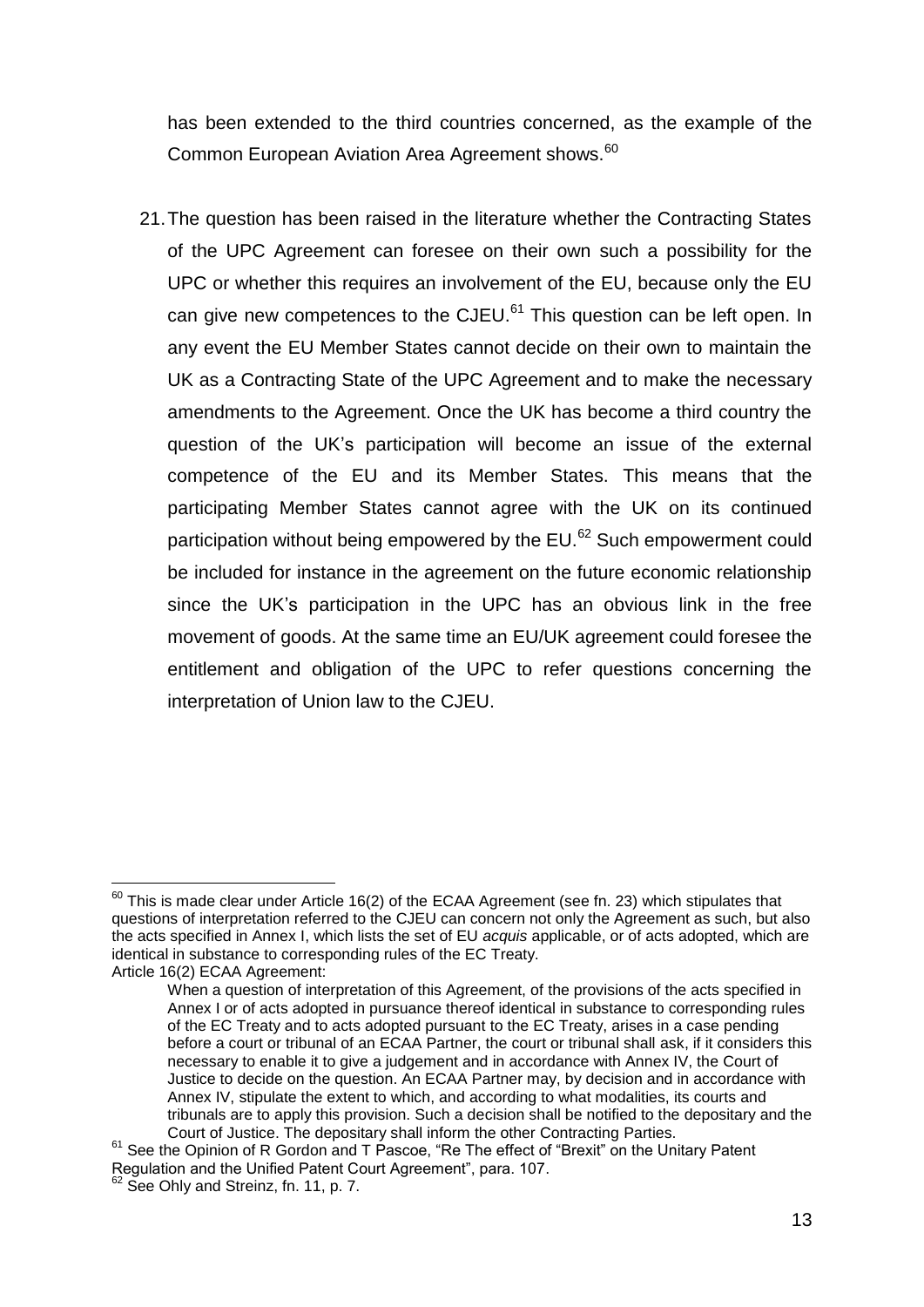has been extended to the third countries concerned, as the example of the Common European Aviation Area Agreement shows.[60]

21. The question has been raised in the literature whether the Contracting States of the UPC Agreement can foresee on their own such a possibility for the UPC or whether this requires an involvement of the EU, because only the EU can give new competences to the CJEU.[61] This question can be left open. In any event the EU Member States cannot decide on their own to maintain the UK as a Contracting State of the UPC Agreement and to make the necessary amendments to the Agreement. Once the UK has become a third country the question of the UK's participation will become an issue of the external competence of the EU and its Member States. This means that the participating Member States cannot agree with the UK on its continued participation without being empowered by the EU.[62] Such empowerment could be included for instance in the agreement on the future economic relationship since the UK's participation in the UPC has an obvious link in the free movement of goods. At the same time an EU/UK agreement could foresee the entitlement and obligation of the UPC to refer questions concerning the interpretation of Union law to the CJEU.

---

[60] This is made clear under Article 16(2) of the ECAA Agreement (see fn. 23) which stipulates that questions of interpretation referred to the CJEU can concern not only the Agreement as such, but also the acts specified in Annex I, which lists the set of EU *acquis* applicable, or of acts adopted, which are identical in substance to corresponding rules of the EC Treaty.
Article 16(2) ECAA Agreement:

> When a question of interpretation of this Agreement, of the provisions of the acts specified in Annex I or of acts adopted in pursuance thereof identical in substance to corresponding rules of the EC Treaty and to acts adopted pursuant to the EC Treaty, arises in a case pending before a court or tribunal of an ECAA Partner, the court or tribunal shall ask, if it considers this necessary to enable it to give a judgement and in accordance with Annex IV, the Court of Justice to decide on the question. An ECAA Partner may, by decision and in accordance with Annex IV, stipulate the extent to which, and according to what modalities, its courts and tribunals are to apply this provision. Such a decision shall be notified to the depositary and the Court of Justice. The depositary shall inform the other Contracting Parties.

[61] See the Opinion of R Gordon and T Pascoe, "Re The effect of "Brexit" on the Unitary Patent Regulation and the Unified Patent Court Agreement", para. 107.

[62] See Ohly and Streinz, fn. 11, p. 7.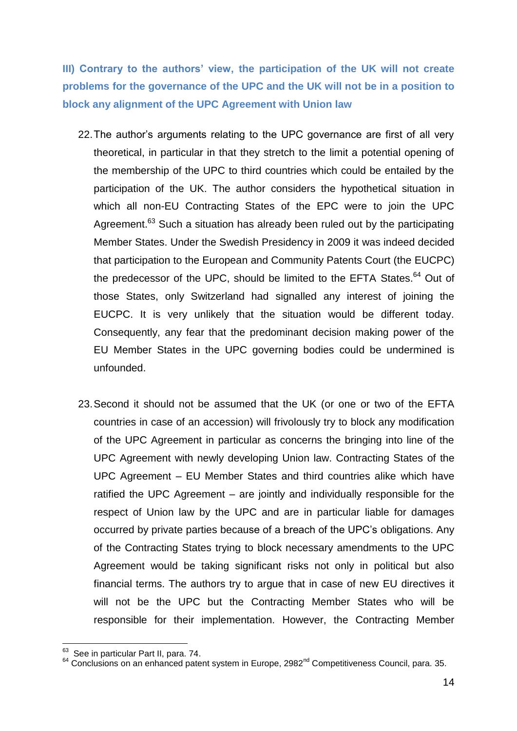### III) Contrary to the authors' view, the participation of the UK will not create problems for the governance of the UPC and the UK will not be in a position to block any alignment of the UPC Agreement with Union law

22. The author's arguments relating to the UPC governance are first of all very theoretical, in particular in that they stretch to the limit a potential opening of the membership of the UPC to third countries which could be entailed by the participation of the UK. The author considers the hypothetical situation in which all non-EU Contracting States of the EPC were to join the UPC Agreement.[63] Such a situation has already been ruled out by the participating Member States. Under the Swedish Presidency in 2009 it was indeed decided that participation to the European and Community Patents Court (the EUCPC) the predecessor of the UPC, should be limited to the EFTA States.[64] Out of those States, only Switzerland had signalled any interest of joining the EUCPC. It is very unlikely that the situation would be different today. Consequently, any fear that the predominant decision making power of the EU Member States in the UPC governing bodies could be undermined is unfounded.

23. Second it should not be assumed that the UK (or one or two of the EFTA countries in case of an accession) will frivolously try to block any modification of the UPC Agreement in particular as concerns the bringing into line of the UPC Agreement with newly developing Union law. Contracting States of the UPC Agreement – EU Member States and third countries alike which have ratified the UPC Agreement – are jointly and individually responsible for the respect of Union law by the UPC and are in particular liable for damages occurred by private parties because of a breach of the UPC's obligations. Any of the Contracting States trying to block necessary amendments to the UPC Agreement would be taking significant risks not only in political but also financial terms. The authors try to argue that in case of new EU directives it will not be the UPC but the Contracting Member States who will be responsible for their implementation. However, the Contracting Member

[63] See in particular Part II, para. 74.

[64] Conclusions on an enhanced patent system in Europe, 2982nd Competitiveness Council, para. 35.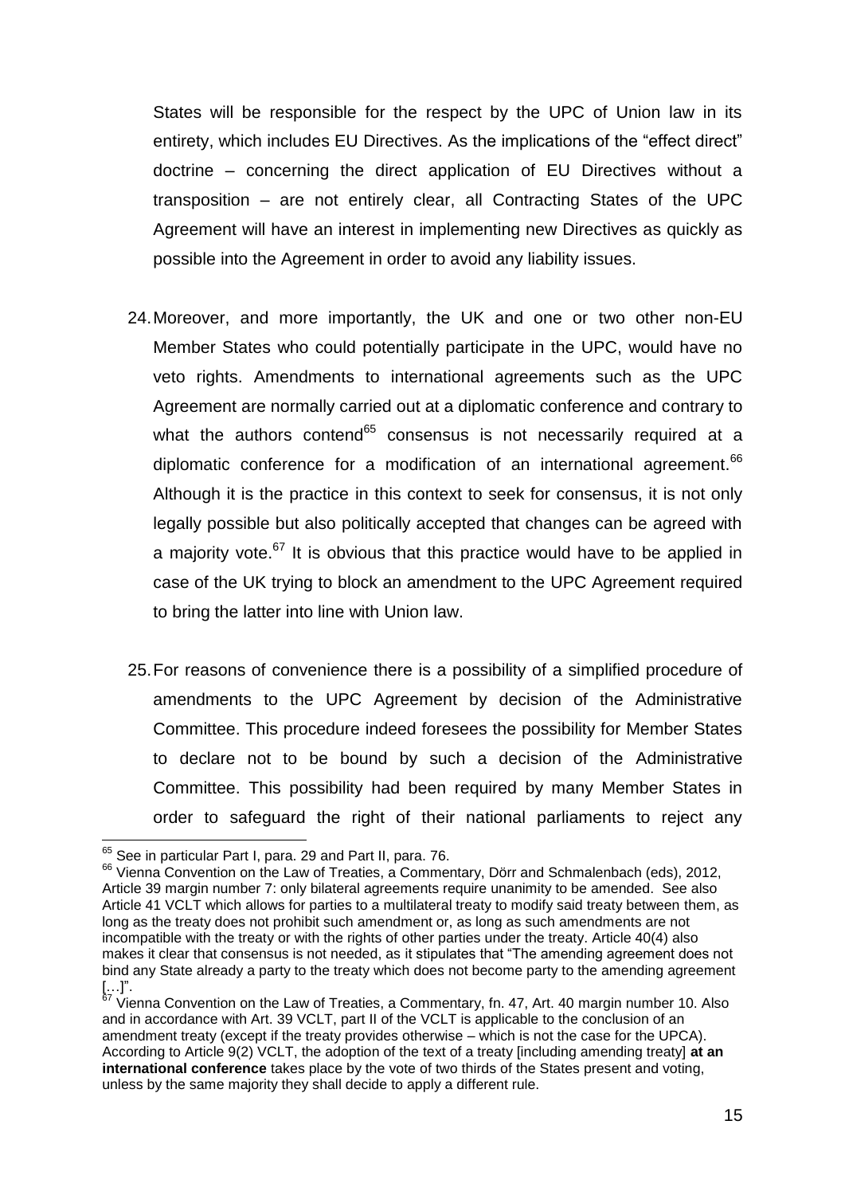States will be responsible for the respect by the UPC of Union law in its entirety, which includes EU Directives. As the implications of the "effect direct" doctrine – concerning the direct application of EU Directives without a transposition – are not entirely clear, all Contracting States of the UPC Agreement will have an interest in implementing new Directives as quickly as possible into the Agreement in order to avoid any liability issues.

24. Moreover, and more importantly, the UK and one or two other non-EU Member States who could potentially participate in the UPC, would have no veto rights. Amendments to international agreements such as the UPC Agreement are normally carried out at a diplomatic conference and contrary to what the authors contend[65] consensus is not necessarily required at a diplomatic conference for a modification of an international agreement.[66] Although it is the practice in this context to seek for consensus, it is not only legally possible but also politically accepted that changes can be agreed with a majority vote.[67] It is obvious that this practice would have to be applied in case of the UK trying to block an amendment to the UPC Agreement required to bring the latter into line with Union law.

25. For reasons of convenience there is a possibility of a simplified procedure of amendments to the UPC Agreement by decision of the Administrative Committee. This procedure indeed foresees the possibility for Member States to declare not to be bound by such a decision of the Administrative Committee. This possibility had been required by many Member States in order to safeguard the right of their national parliaments to reject any

---

[65] See in particular Part I, para. 29 and Part II, para. 76.

[66] Vienna Convention on the Law of Treaties, a Commentary, Dörr and Schmalenbach (eds), 2012, Article 39 margin number 7: only bilateral agreements require unanimity to be amended. See also Article 41 VCLT which allows for parties to a multilateral treaty to modify said treaty between them, as long as the treaty does not prohibit such amendment or, as long as such amendments are not incompatible with the treaty or with the rights of other parties under the treaty. Article 40(4) also makes it clear that consensus is not needed, as it stipulates that "The amending agreement does not bind any State already a party to the treaty which does not become party to the amending agreement […]".

[67] Vienna Convention on the Law of Treaties, a Commentary, fn. 47, Art. 40 margin number 10. Also and in accordance with Art. 39 VCLT, part II of the VCLT is applicable to the conclusion of an amendment treaty (except if the treaty provides otherwise – which is not the case for the UPCA). According to Article 9(2) VCLT, the adoption of the text of a treaty [including amending treaty] **at an international conference** takes place by the vote of two thirds of the States present and voting, unless by the same majority they shall decide to apply a different rule.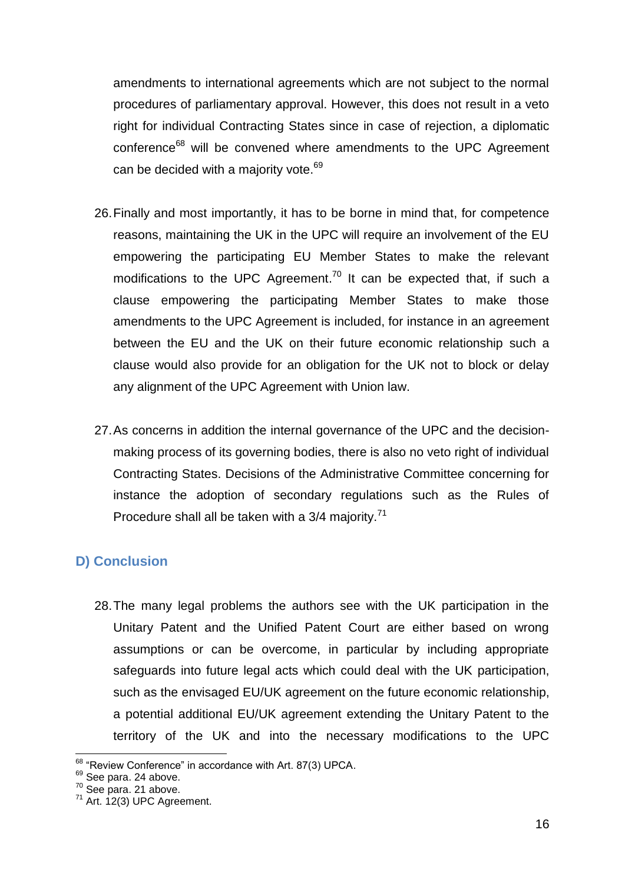amendments to international agreements which are not subject to the normal procedures of parliamentary approval. However, this does not result in a veto right for individual Contracting States since in case of rejection, a diplomatic conference[68] will be convened where amendments to the UPC Agreement can be decided with a majority vote.[69]

26. Finally and most importantly, it has to be borne in mind that, for competence reasons, maintaining the UK in the UPC will require an involvement of the EU empowering the participating EU Member States to make the relevant modifications to the UPC Agreement.[70] It can be expected that, if such a clause empowering the participating Member States to make those amendments to the UPC Agreement is included, for instance in an agreement between the EU and the UK on their future economic relationship such a clause would also provide for an obligation for the UK not to block or delay any alignment of the UPC Agreement with Union law.

27. As concerns in addition the internal governance of the UPC and the decision-making process of its governing bodies, there is also no veto right of individual Contracting States. Decisions of the Administrative Committee concerning for instance the adoption of secondary regulations such as the Rules of Procedure shall all be taken with a 3/4 majority.[71]

## D) Conclusion

28. The many legal problems the authors see with the UK participation in the Unitary Patent and the Unified Patent Court are either based on wrong assumptions or can be overcome, in particular by including appropriate safeguards into future legal acts which could deal with the UK participation, such as the envisaged EU/UK agreement on the future economic relationship, a potential additional EU/UK agreement extending the Unitary Patent to the territory of the UK and into the necessary modifications to the UPC

---

[68] "Review Conference" in accordance with Art. 87(3) UPCA.

[69] See para. 24 above.

[70] See para. 21 above.

[71] Art. 12(3) UPC Agreement.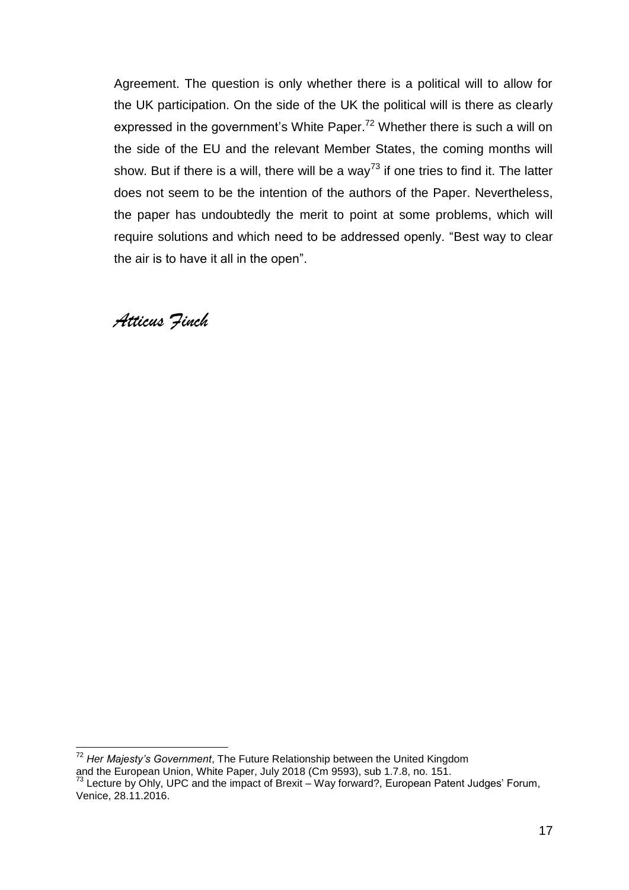Agreement. The question is only whether there is a political will to allow for the UK participation. On the side of the UK the political will is there as clearly expressed in the government's White Paper.[72] Whether there is such a will on the side of the EU and the relevant Member States, the coming months will show. But if there is a will, there will be a way[73] if one tries to find it. The latter does not seem to be the intention of the authors of the Paper. Nevertheless, the paper has undoubtedly the merit to point at some problems, which will require solutions and which need to be addressed openly. "Best way to clear the air is to have it all in the open".

*Atticus Finch*

---

[72] *Her Majesty's Government*, The Future Relationship between the United Kingdom and the European Union, White Paper, July 2018 (Cm 9593), sub 1.7.8, no. 151.

[73] Lecture by Ohly, UPC and the impact of Brexit – Way forward?, European Patent Judges' Forum, Venice, 28.11.2016.